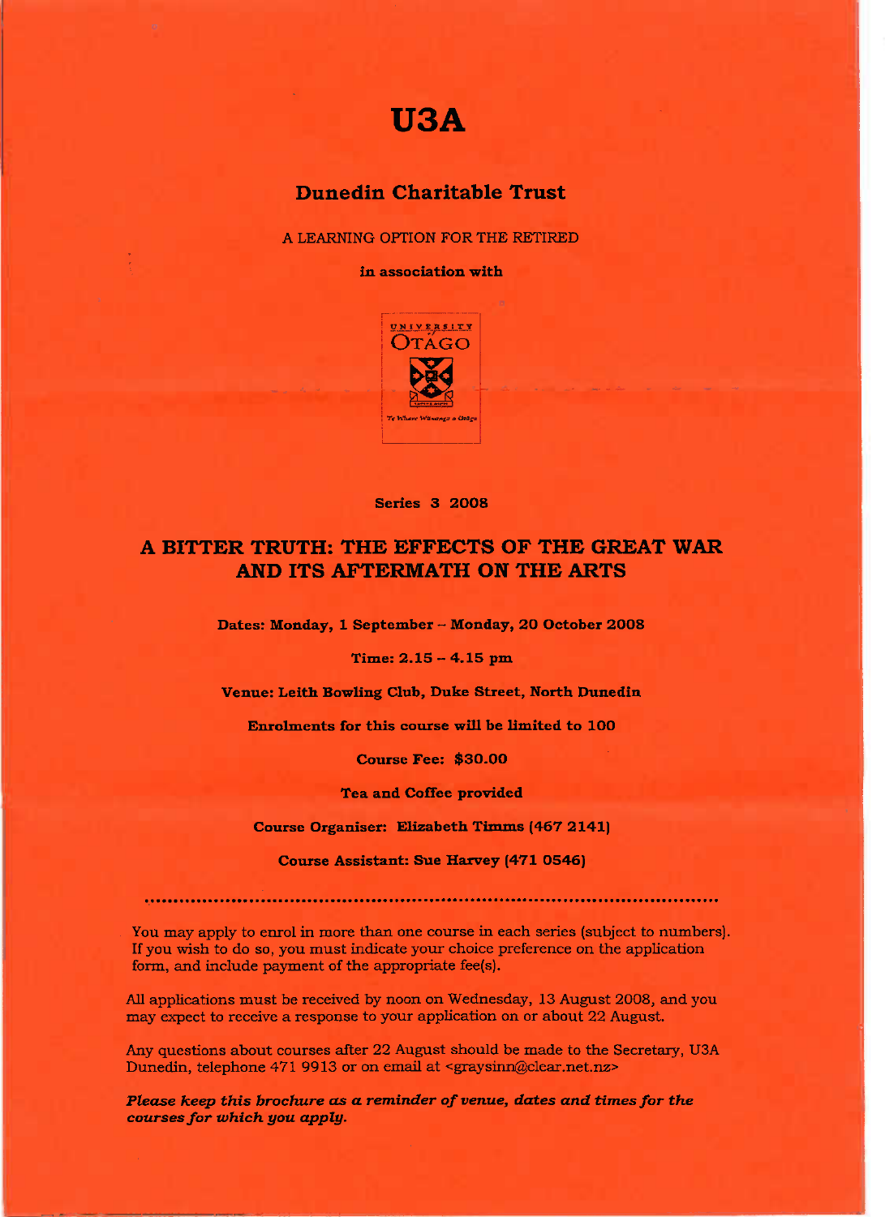# U3A

## Dunedin Charitable Trust

A LEARNING OPTION FOR THE RETIRED

**in association with**

UNIVERSITY of OTAGO

Te Whare Wānanga o Otāgo

**Series 3 2008**

## A BITTER TRUTH: THE EFFECTS OF THE GREAT WAR AND ITS AFTERMATH ON THE ARTS

**Dates: Monday, 1 September – Monday, 20 October 2008**

**Time: 2.15 – 4.15 pm**

**Venue: Leith Bowling Club, Duke Street, North Dunedin**

**Enrolments for this course will be limited to 100**

**Course Fee: $30.00**

**Tea and Coffee provided**

**Course Organiser: Elizabeth Timms (467 2141)**

**Course Assistant: Sue Harvey (471 0546)**

.................................................................................................................

You may apply to enrol in more than one course in each series (subject to numbers). If you wish to do so, you must indicate your choice preference on the application form, and include payment of the appropriate fee(s).

All applications must be received by noon on Wednesday, 13 August 2008, and you may expect to receive a response to your application on or about 22 August.

Any questions about courses after 22 August should be made to the Secretary, U3A Dunedin, telephone 471 9913 or on email at <graysinn@clear.net.nz>

***Please keep this brochure as a reminder of venue, dates and times for the courses for which you apply.***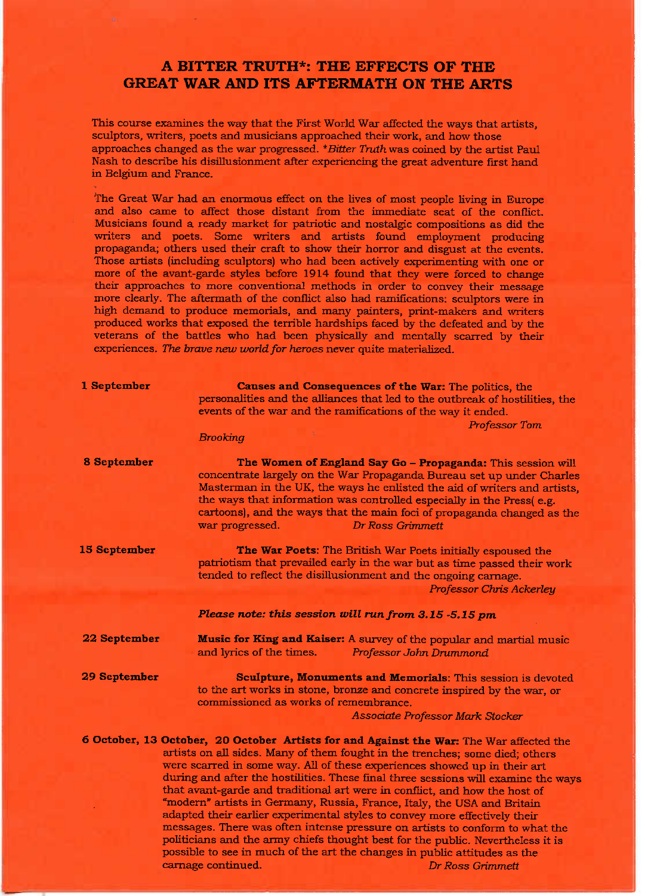# A BITTER TRUTH*: THE EFFECTS OF THE GREAT WAR AND ITS AFTERMATH ON THE ARTS

This course examines the way that the First World War affected the ways that artists, sculptors, writers, poets and musicians approached their work, and how those approaches changed as the war progressed. **Bitter Truth* was coined by the artist Paul Nash to describe his disillusionment after experiencing the great adventure first hand in Belgium and France.

The Great War had an enormous effect on the lives of most people living in Europe and also came to affect those distant from the immediate seat of the conflict. Musicians found a ready market for patriotic and nostalgic compositions as did the writers and poets. Some writers and artists found employment producing propaganda; others used their craft to show their horror and disgust at the events. Those artists (including sculptors) who had been actively experimenting with one or more of the avant-garde styles before 1914 found that they were forced to change their approaches to more conventional methods in order to convey their message more clearly. The aftermath of the conflict also had ramifications: sculptors were in high demand to produce memorials, and many painters, print-makers and writers produced works that exposed the terrible hardships faced by the defeated and by the veterans of the battles who had been physically and mentally scarred by their experiences. *The brave new world for heroes* never quite materialized.

**1 September** — **Causes and Consequences of the War:** The politics, the personalities and the alliances that led to the outbreak of hostilities, the events of the war and the ramifications of the way it ended.
*Professor Tom Brooking*

**8 September** — **The Women of England Say Go – Propaganda:** This session will concentrate largely on the War Propaganda Bureau set up under Charles Masterman in the UK, the ways he enlisted the aid of writers and artists, the ways that information was controlled especially in the Press( e.g. cartoons), and the ways that the main foci of propaganda changed as the war progressed. *Dr Ross Grimmett*

**15 September** — **The War Poets:** The British War Poets initially espoused the patriotism that prevailed early in the war but as time passed their work tended to reflect the disillusionment and the ongoing carnage.
*Professor Chris Ackerley*

***Please note: this session will run from 3.15 -5.15 pm***

**22 September** — **Music for King and Kaiser:** A survey of the popular and martial music and lyrics of the times. *Professor John Drummond*

**29 September** — **Sculpture, Monuments and Memorials:** This session is devoted to the art works in stone, bronze and concrete inspired by the war, or commissioned as works of remembrance.
*Associate Professor Mark Stocker*

**6 October, 13 October, 20 October** — **Artists for and Against the War:** The War affected the artists on all sides. Many of them fought in the trenches; some died; others were scarred in some way. All of these experiences showed up in their art during and after the hostilities. These final three sessions will examine the ways that avant-garde and traditional art were in conflict, and how the host of "modern" artists in Germany, Russia, France, Italy, the USA and Britain adapted their earlier experimental styles to convey more effectively their messages. There was often intense pressure on artists to conform to what the politicians and the army chiefs thought best for the public. Nevertheless it is possible to see in much of the art the changes in public attitudes as the carnage continued. *Dr Ross Grimmett*